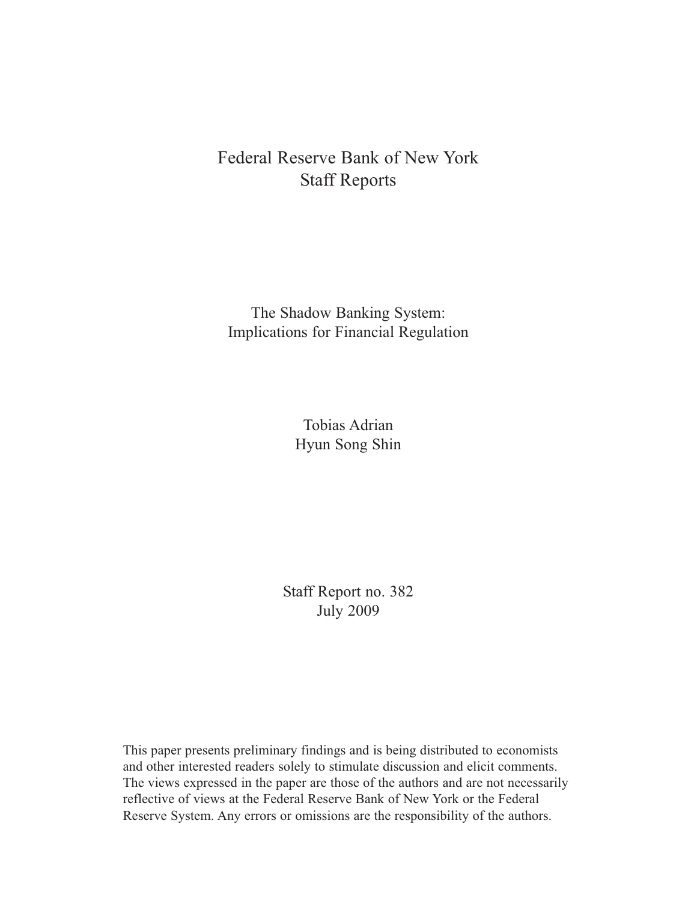# Federal Reserve Bank of New York
# Staff Reports

## The Shadow Banking System: Implications for Financial Regulation

Tobias Adrian
Hyun Song Shin

Staff Report no. 382
July 2009

This paper presents preliminary findings and is being distributed to economists and other interested readers solely to stimulate discussion and elicit comments. The views expressed in the paper are those of the authors and are not necessarily reflective of views at the Federal Reserve Bank of New York or the Federal Reserve System. Any errors or omissions are the responsibility of the authors.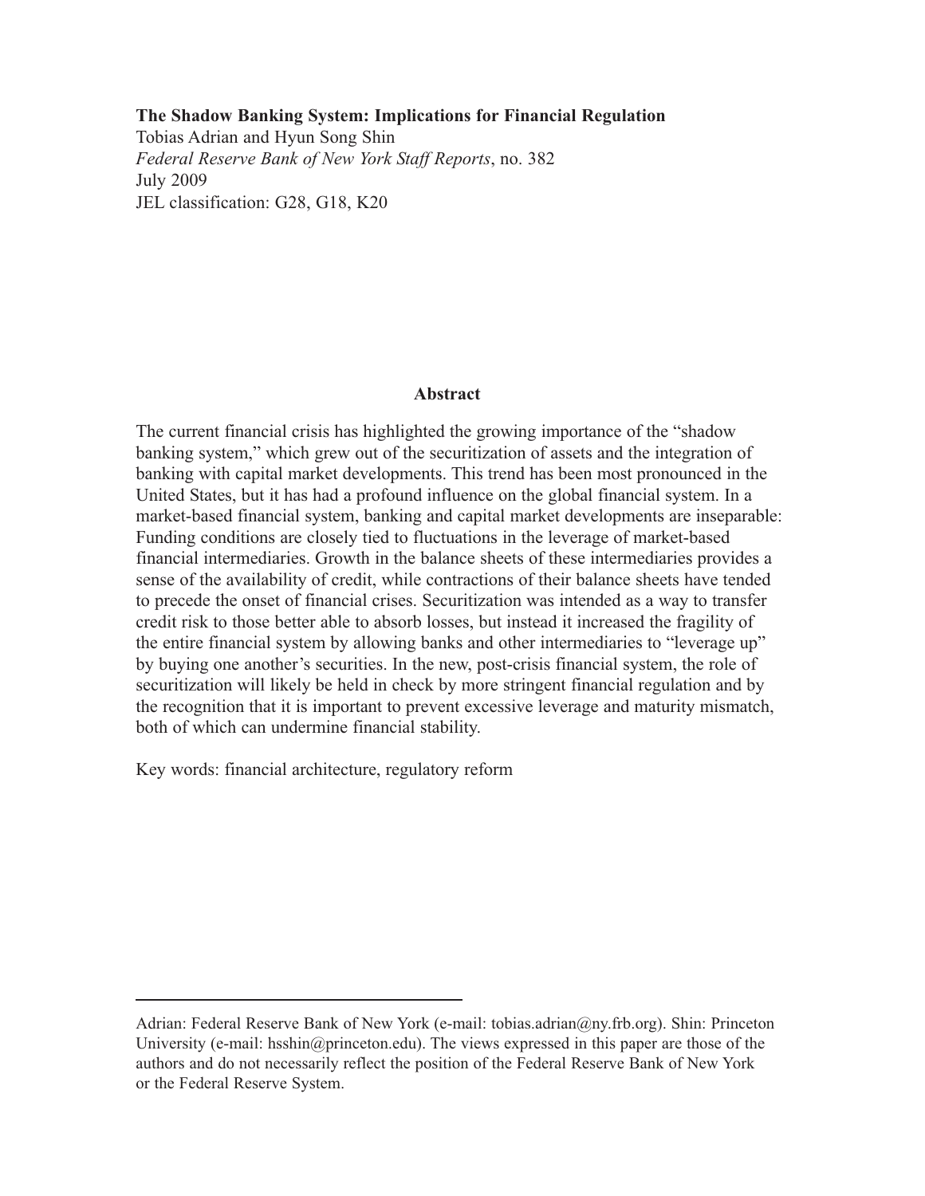**The Shadow Banking System: Implications for Financial Regulation**
Tobias Adrian and Hyun Song Shin
*Federal Reserve Bank of New York Staff Reports*, no. 382
July 2009
JEL classification: G28, G18, K20

## Abstract

The current financial crisis has highlighted the growing importance of the "shadow banking system," which grew out of the securitization of assets and the integration of banking with capital market developments. This trend has been most pronounced in the United States, but it has had a profound influence on the global financial system. In a market-based financial system, banking and capital market developments are inseparable: Funding conditions are closely tied to fluctuations in the leverage of market-based financial intermediaries. Growth in the balance sheets of these intermediaries provides a sense of the availability of credit, while contractions of their balance sheets have tended to precede the onset of financial crises. Securitization was intended as a way to transfer credit risk to those better able to absorb losses, but instead it increased the fragility of the entire financial system by allowing banks and other intermediaries to "leverage up" by buying one another's securities. In the new, post-crisis financial system, the role of securitization will likely be held in check by more stringent financial regulation and by the recognition that it is important to prevent excessive leverage and maturity mismatch, both of which can undermine financial stability.

Key words: financial architecture, regulatory reform

---

Adrian: Federal Reserve Bank of New York (e-mail: tobias.adrian@ny.frb.org). Shin: Princeton University (e-mail: hsshin@princeton.edu). The views expressed in this paper are those of the authors and do not necessarily reflect the position of the Federal Reserve Bank of New York or the Federal Reserve System.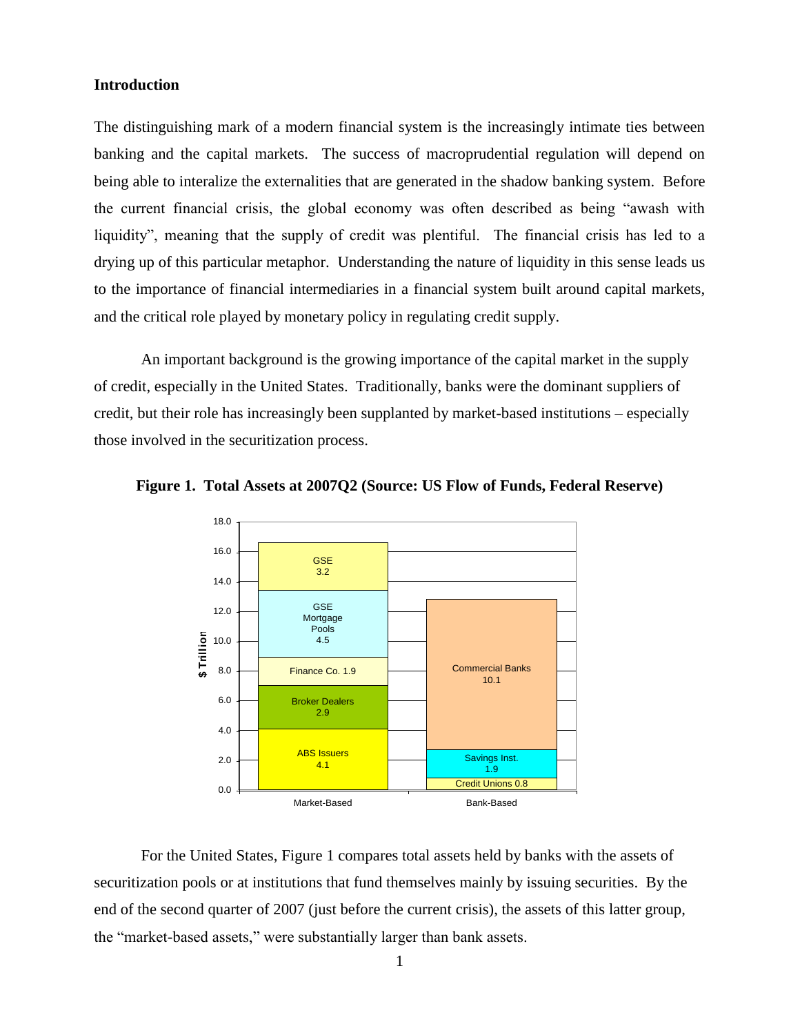**Introduction**

The distinguishing mark of a modern financial system is the increasingly intimate ties between banking and the capital markets. The success of macroprudential regulation will depend on being able to interalize the externalities that are generated in the shadow banking system. Before the current financial crisis, the global economy was often described as being "awash with liquidity", meaning that the supply of credit was plentiful. The financial crisis has led to a drying up of this particular metaphor. Understanding the nature of liquidity in this sense leads us to the importance of financial intermediaries in a financial system built around capital markets, and the critical role played by monetary policy in regulating credit supply.

An important background is the growing importance of the capital market in the supply of credit, especially in the United States. Traditionally, banks were the dominant suppliers of credit, but their role has increasingly been supplanted by market-based institutions – especially those involved in the securitization process.

**Figure 1. Total Assets at 2007Q2 (Source: US Flow of Funds, Federal Reserve)**

| $ Trillion | Market-Based | Bank-Based |
|---|---|---|
| ABS Issuers | 4.1 | |
| Broker Dealers | 2.9 | |
| Finance Co. | 1.9 | |
| GSE Mortgage Pools | 4.5 | |
| GSE | 3.2 | |
| Credit Unions | | 0.8 |
| Savings Inst. | | 1.9 |
| Commercial Banks | | 10.1 |

For the United States, Figure 1 compares total assets held by banks with the assets of securitization pools or at institutions that fund themselves mainly by issuing securities. By the end of the second quarter of 2007 (just before the current crisis), the assets of this latter group, the "market-based assets," were substantially larger than bank assets.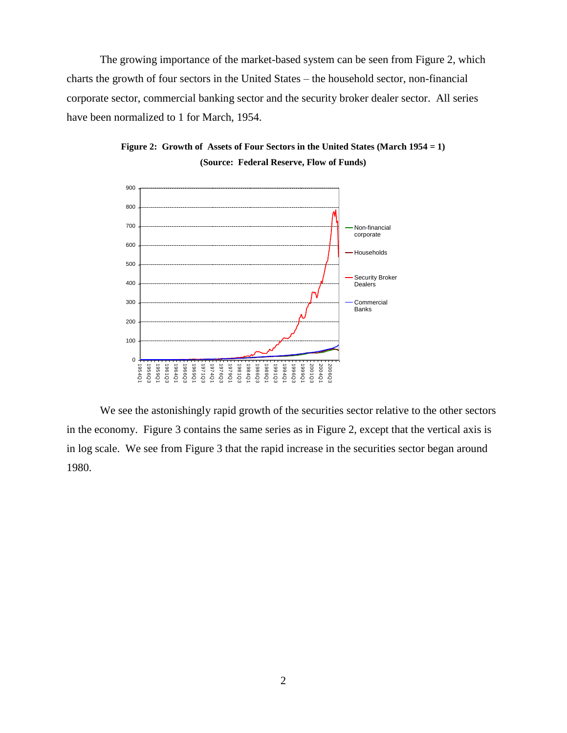The growing importance of the market-based system can be seen from Figure 2, which charts the growth of four sectors in the United States – the household sector, non-financial corporate sector, commercial banking sector and the security broker dealer sector. All series have been normalized to 1 for March, 1954.

**Figure 2: Growth of Assets of Four Sectors in the United States (March 1954 = 1)**
**(Source: Federal Reserve, Flow of Funds)**

We see the astonishingly rapid growth of the securities sector relative to the other sectors in the economy. Figure 3 contains the same series as in Figure 2, except that the vertical axis is in log scale. We see from Figure 3 that the rapid increase in the securities sector began around 1980.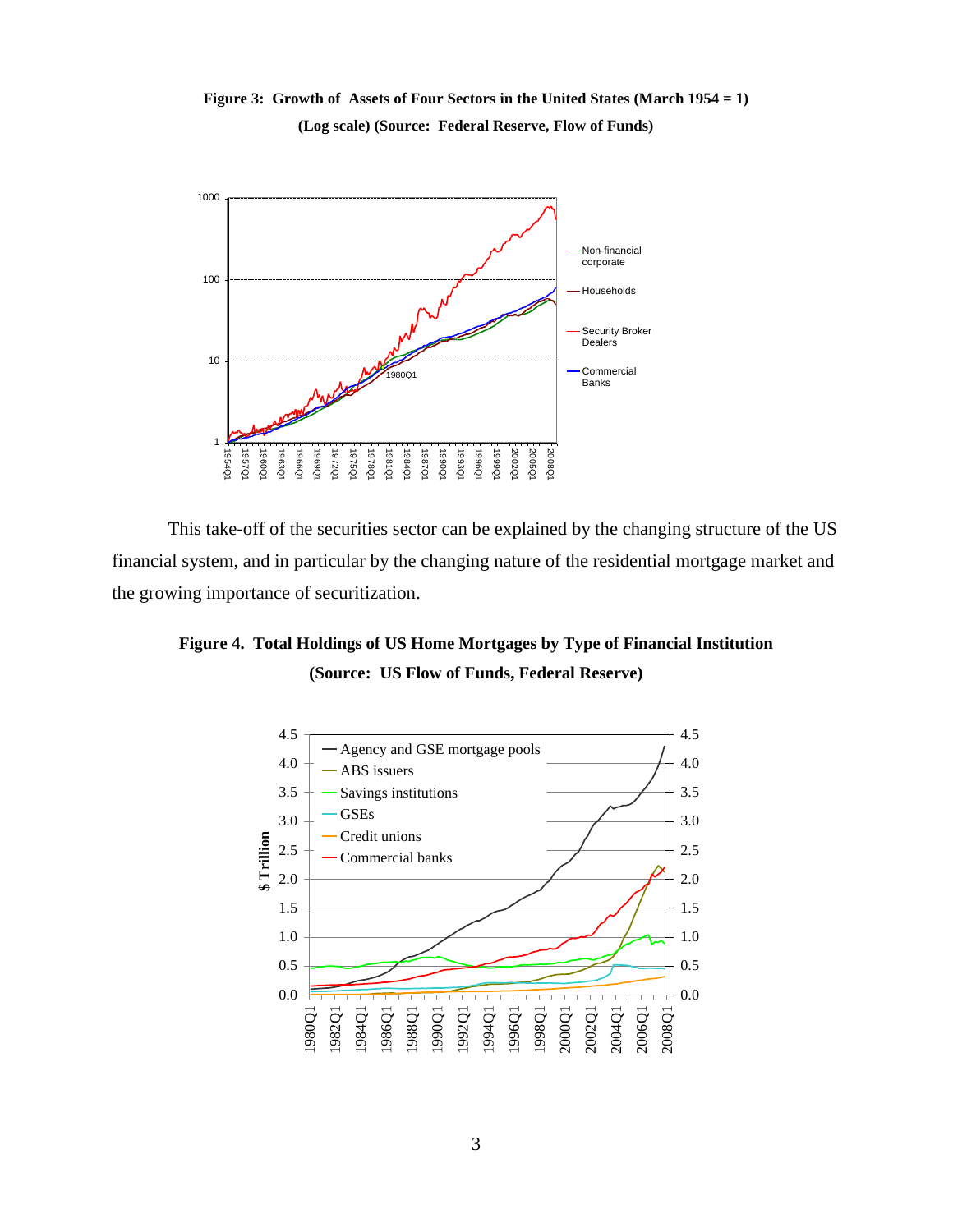**Figure 3: Growth of Assets of Four Sectors in the United States (March 1954 = 1)**
**(Log scale) (Source: Federal Reserve, Flow of Funds)**

This take-off of the securities sector can be explained by the changing structure of the US financial system, and in particular by the changing nature of the residential mortgage market and the growing importance of securitization.

**Figure 4. Total Holdings of US Home Mortgages by Type of Financial Institution**
**(Source: US Flow of Funds, Federal Reserve)**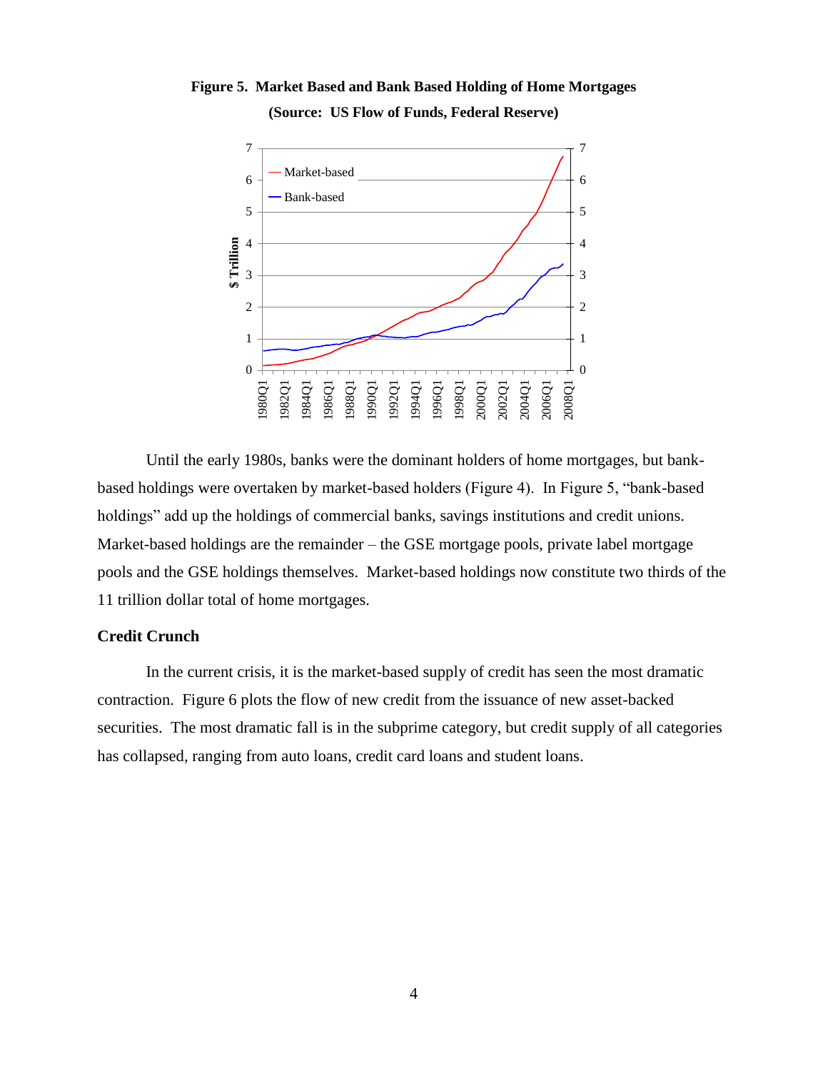**Figure 5. Market Based and Bank Based Holding of Home Mortgages**

**(Source: US Flow of Funds, Federal Reserve)**

Until the early 1980s, banks were the dominant holders of home mortgages, but bank-based holdings were overtaken by market-based holders (Figure 4). In Figure 5, "bank-based holdings" add up the holdings of commercial banks, savings institutions and credit unions. Market-based holdings are the remainder – the GSE mortgage pools, private label mortgage pools and the GSE holdings themselves. Market-based holdings now constitute two thirds of the 11 trillion dollar total of home mortgages.

### Credit Crunch

In the current crisis, it is the market-based supply of credit has seen the most dramatic contraction. Figure 6 plots the flow of new credit from the issuance of new asset-backed securities. The most dramatic fall is in the subprime category, but credit supply of all categories has collapsed, ranging from auto loans, credit card loans and student loans.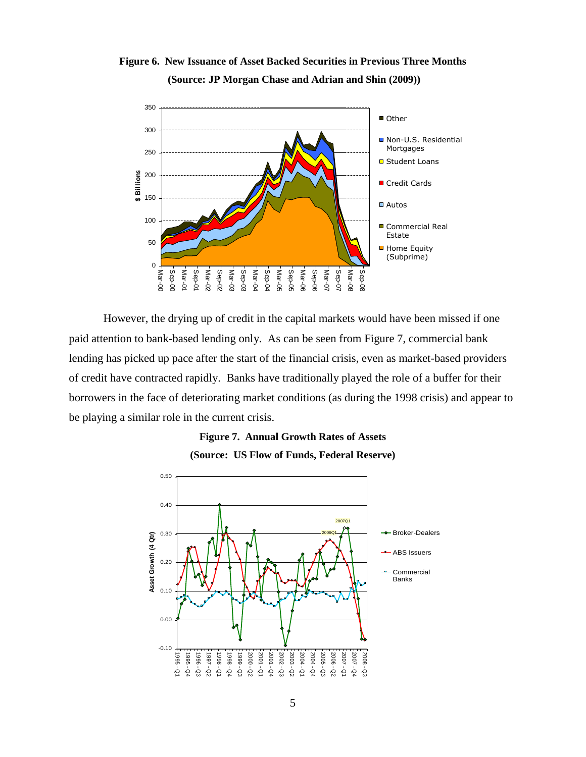**Figure 6. New Issuance of Asset Backed Securities in Previous Three Months (Source: JP Morgan Chase and Adrian and Shin (2009))**

However, the drying up of credit in the capital markets would have been missed if one paid attention to bank-based lending only. As can be seen from Figure 7, commercial bank lending has picked up pace after the start of the financial crisis, even as market-based providers of credit have contracted rapidly. Banks have traditionally played the role of a buffer for their borrowers in the face of deteriorating market conditions (as during the 1998 crisis) and appear to be playing a similar role in the current crisis.

**Figure 7. Annual Growth Rates of Assets (Source: US Flow of Funds, Federal Reserve)**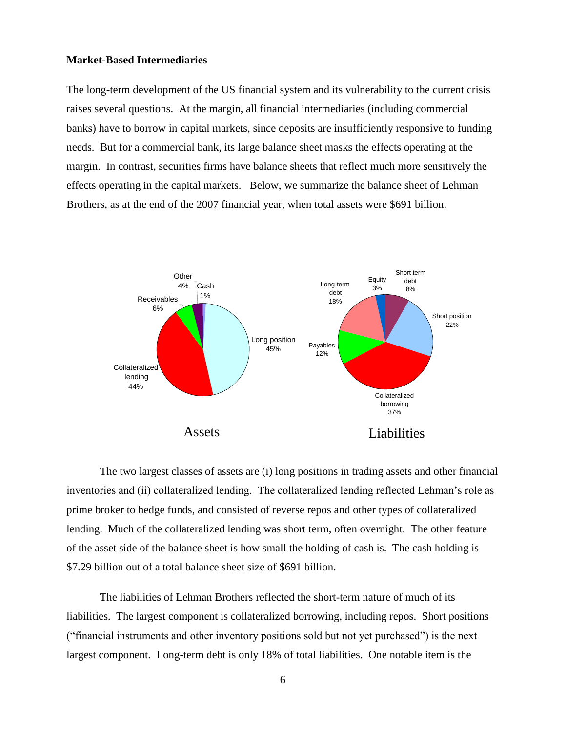**Market-Based Intermediaries**

The long-term development of the US financial system and its vulnerability to the current crisis raises several questions. At the margin, all financial intermediaries (including commercial banks) have to borrow in capital markets, since deposits are insufficiently responsive to funding needs. But for a commercial bank, its large balance sheet masks the effects operating at the margin. In contrast, securities firms have balance sheets that reflect much more sensitively the effects operating in the capital markets. Below, we summarize the balance sheet of Lehman Brothers, as at the end of the 2007 financial year, when total assets were $691 billion.

Assets

Liabilities

The two largest classes of assets are (i) long positions in trading assets and other financial inventories and (ii) collateralized lending. The collateralized lending reflected Lehman's role as prime broker to hedge funds, and consisted of reverse repos and other types of collateralized lending. Much of the collateralized lending was short term, often overnight. The other feature of the asset side of the balance sheet is how small the holding of cash is. The cash holding is $7.29 billion out of a total balance sheet size of $691 billion.

The liabilities of Lehman Brothers reflected the short-term nature of much of its liabilities. The largest component is collateralized borrowing, including repos. Short positions ("financial instruments and other inventory positions sold but not yet purchased") is the next largest component. Long-term debt is only 18% of total liabilities. One notable item is the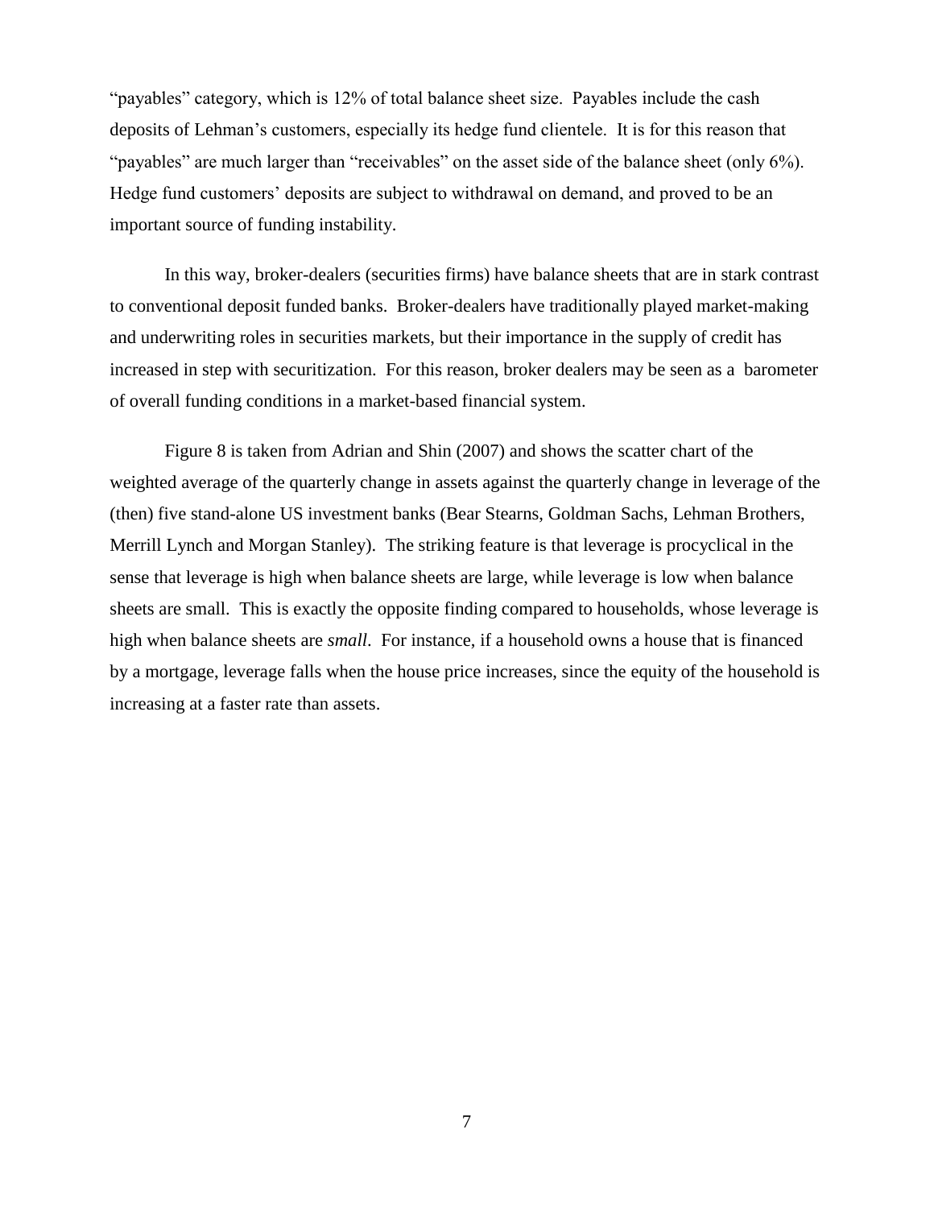"payables" category, which is 12% of total balance sheet size. Payables include the cash deposits of Lehman's customers, especially its hedge fund clientele. It is for this reason that "payables" are much larger than "receivables" on the asset side of the balance sheet (only 6%). Hedge fund customers' deposits are subject to withdrawal on demand, and proved to be an important source of funding instability.

In this way, broker-dealers (securities firms) have balance sheets that are in stark contrast to conventional deposit funded banks. Broker-dealers have traditionally played market-making and underwriting roles in securities markets, but their importance in the supply of credit has increased in step with securitization. For this reason, broker dealers may be seen as a barometer of overall funding conditions in a market-based financial system.

Figure 8 is taken from Adrian and Shin (2007) and shows the scatter chart of the weighted average of the quarterly change in assets against the quarterly change in leverage of the (then) five stand-alone US investment banks (Bear Stearns, Goldman Sachs, Lehman Brothers, Merrill Lynch and Morgan Stanley). The striking feature is that leverage is procyclical in the sense that leverage is high when balance sheets are large, while leverage is low when balance sheets are small. This is exactly the opposite finding compared to households, whose leverage is high when balance sheets are *small*. For instance, if a household owns a house that is financed by a mortgage, leverage falls when the house price increases, since the equity of the household is increasing at a faster rate than assets.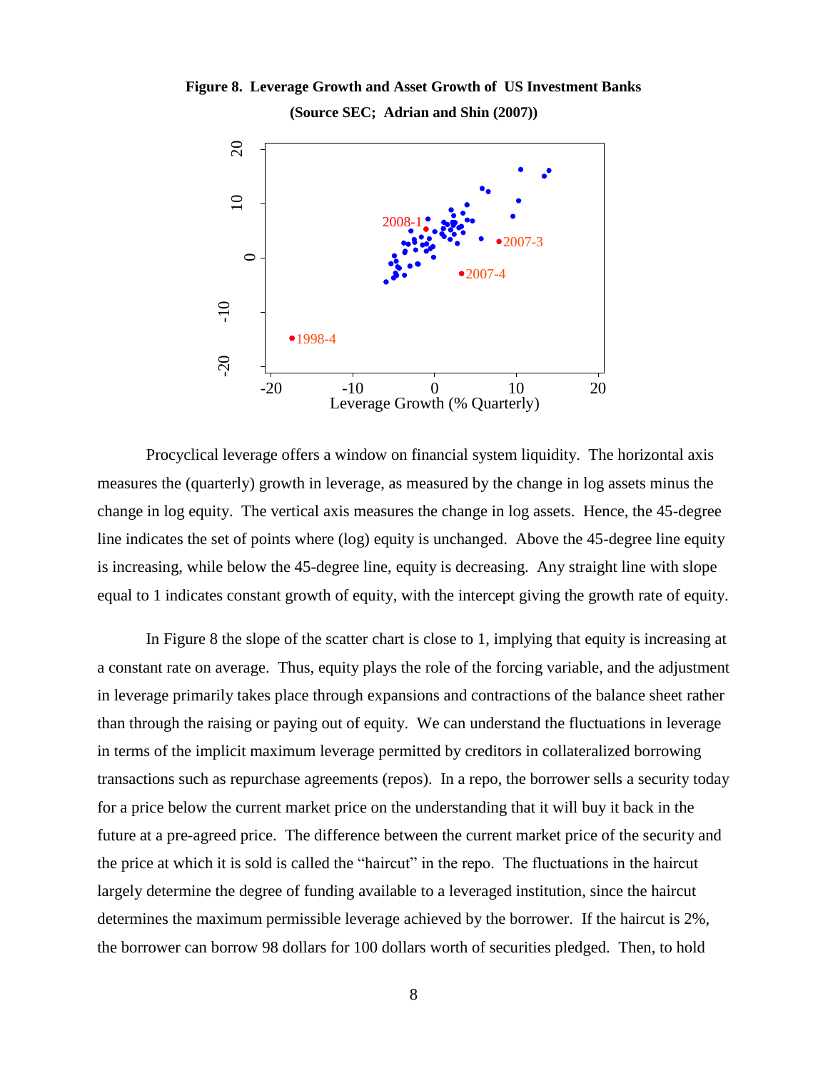**Figure 8. Leverage Growth and Asset Growth of US Investment Banks**

**(Source SEC; Adrian and Shin (2007))**

Procyclical leverage offers a window on financial system liquidity. The horizontal axis measures the (quarterly) growth in leverage, as measured by the change in log assets minus the change in log equity. The vertical axis measures the change in log assets. Hence, the 45-degree line indicates the set of points where (log) equity is unchanged. Above the 45-degree line equity is increasing, while below the 45-degree line, equity is decreasing. Any straight line with slope equal to 1 indicates constant growth of equity, with the intercept giving the growth rate of equity.

In Figure 8 the slope of the scatter chart is close to 1, implying that equity is increasing at a constant rate on average. Thus, equity plays the role of the forcing variable, and the adjustment in leverage primarily takes place through expansions and contractions of the balance sheet rather than through the raising or paying out of equity. We can understand the fluctuations in leverage in terms of the implicit maximum leverage permitted by creditors in collateralized borrowing transactions such as repurchase agreements (repos). In a repo, the borrower sells a security today for a price below the current market price on the understanding that it will buy it back in the future at a pre-agreed price. The difference between the current market price of the security and the price at which it is sold is called the "haircut" in the repo. The fluctuations in the haircut largely determine the degree of funding available to a leveraged institution, since the haircut determines the maximum permissible leverage achieved by the borrower. If the haircut is 2%, the borrower can borrow 98 dollars for 100 dollars worth of securities pledged. Then, to hold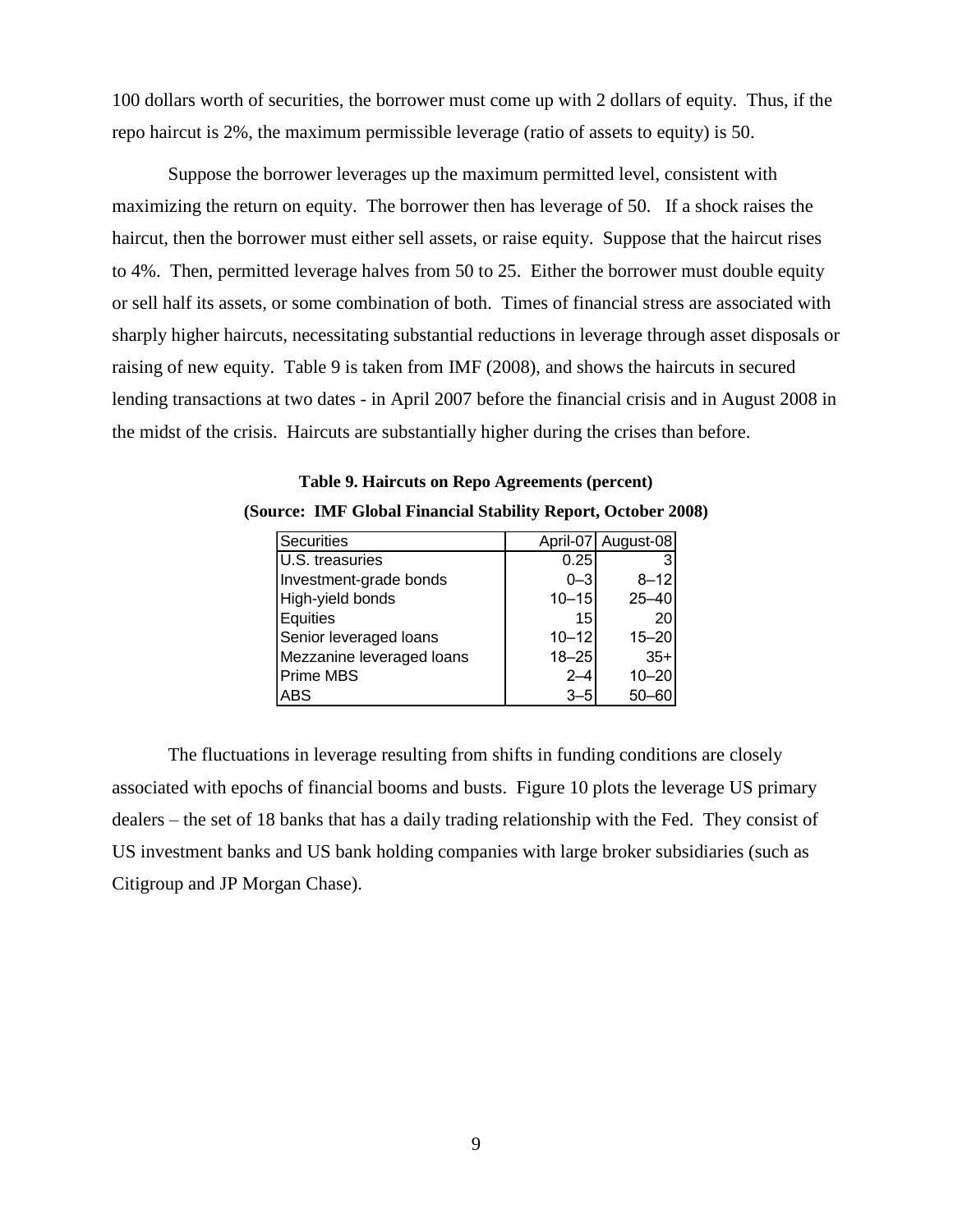100 dollars worth of securities, the borrower must come up with 2 dollars of equity. Thus, if the repo haircut is 2%, the maximum permissible leverage (ratio of assets to equity) is 50.

Suppose the borrower leverages up the maximum permitted level, consistent with maximizing the return on equity. The borrower then has leverage of 50. If a shock raises the haircut, then the borrower must either sell assets, or raise equity. Suppose that the haircut rises to 4%. Then, permitted leverage halves from 50 to 25. Either the borrower must double equity or sell half its assets, or some combination of both. Times of financial stress are associated with sharply higher haircuts, necessitating substantial reductions in leverage through asset disposals or raising of new equity. Table 9 is taken from IMF (2008), and shows the haircuts in secured lending transactions at two dates - in April 2007 before the financial crisis and in August 2008 in the midst of the crisis. Haircuts are substantially higher during the crises than before.

**Table 9. Haircuts on Repo Agreements (percent)**

**(Source: IMF Global Financial Stability Report, October 2008)**

| Securities | April-07 | August-08 |
|---|---|---|
| U.S. treasuries | 0.25 | 3 |
| Investment-grade bonds | 0–3 | 8–12 |
| High-yield bonds | 10–15 | 25–40 |
| Equities | 15 | 20 |
| Senior leveraged loans | 10–12 | 15–20 |
| Mezzanine leveraged loans | 18–25 | 35+ |
| Prime MBS | 2–4 | 10–20 |
| ABS | 3–5 | 50–60 |

The fluctuations in leverage resulting from shifts in funding conditions are closely associated with epochs of financial booms and busts. Figure 10 plots the leverage US primary dealers – the set of 18 banks that has a daily trading relationship with the Fed. They consist of US investment banks and US bank holding companies with large broker subsidiaries (such as Citigroup and JP Morgan Chase).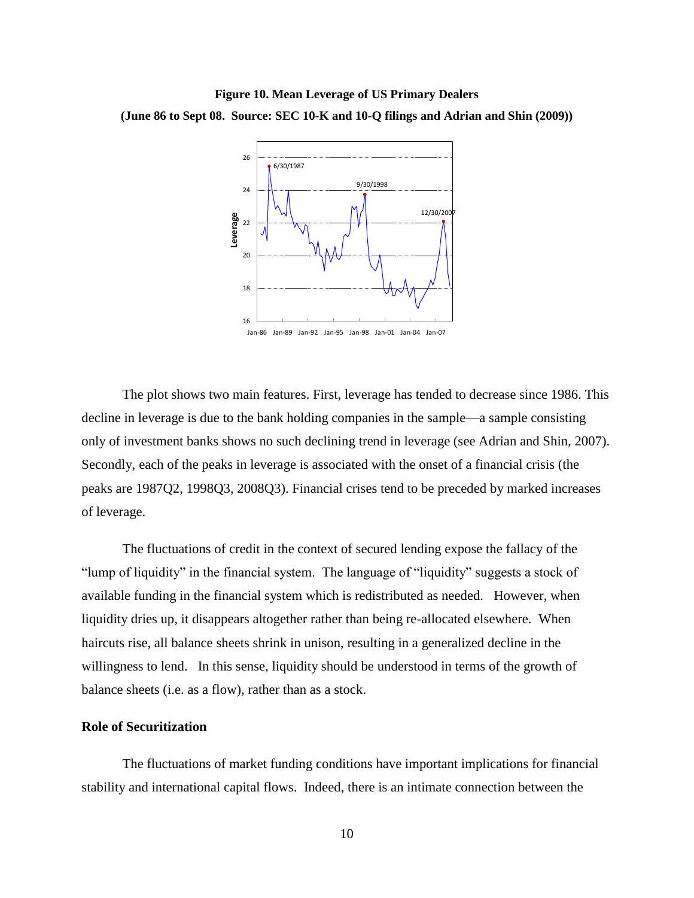**Figure 10. Mean Leverage of US Primary Dealers**
**(June 86 to Sept 08. Source: SEC 10-K and 10-Q filings and Adrian and Shin (2009))**

The plot shows two main features. First, leverage has tended to decrease since 1986. This decline in leverage is due to the bank holding companies in the sample—a sample consisting only of investment banks shows no such declining trend in leverage (see Adrian and Shin, 2007). Secondly, each of the peaks in leverage is associated with the onset of a financial crisis (the peaks are 1987Q2, 1998Q3, 2008Q3). Financial crises tend to be preceded by marked increases of leverage.

The fluctuations of credit in the context of secured lending expose the fallacy of the "lump of liquidity" in the financial system. The language of "liquidity" suggests a stock of available funding in the financial system which is redistributed as needed. However, when liquidity dries up, it disappears altogether rather than being re-allocated elsewhere. When haircuts rise, all balance sheets shrink in unison, resulting in a generalized decline in the willingness to lend. In this sense, liquidity should be understood in terms of the growth of balance sheets (i.e. as a flow), rather than as a stock.

### Role of Securitization

The fluctuations of market funding conditions have important implications for financial stability and international capital flows. Indeed, there is an intimate connection between the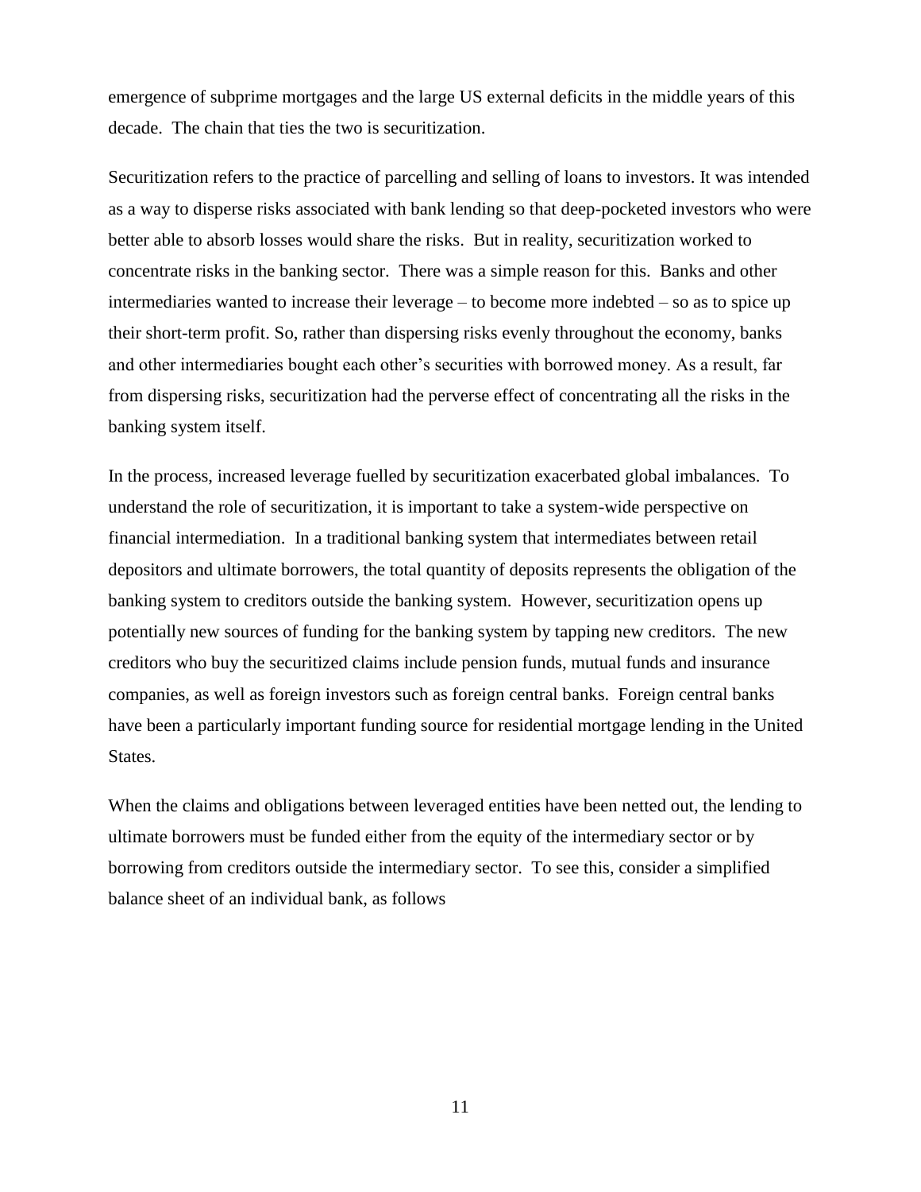emergence of subprime mortgages and the large US external deficits in the middle years of this decade. The chain that ties the two is securitization.

Securitization refers to the practice of parcelling and selling of loans to investors. It was intended as a way to disperse risks associated with bank lending so that deep-pocketed investors who were better able to absorb losses would share the risks. But in reality, securitization worked to concentrate risks in the banking sector. There was a simple reason for this. Banks and other intermediaries wanted to increase their leverage – to become more indebted – so as to spice up their short-term profit. So, rather than dispersing risks evenly throughout the economy, banks and other intermediaries bought each other's securities with borrowed money. As a result, far from dispersing risks, securitization had the perverse effect of concentrating all the risks in the banking system itself.

In the process, increased leverage fuelled by securitization exacerbated global imbalances. To understand the role of securitization, it is important to take a system-wide perspective on financial intermediation. In a traditional banking system that intermediates between retail depositors and ultimate borrowers, the total quantity of deposits represents the obligation of the banking system to creditors outside the banking system. However, securitization opens up potentially new sources of funding for the banking system by tapping new creditors. The new creditors who buy the securitized claims include pension funds, mutual funds and insurance companies, as well as foreign investors such as foreign central banks. Foreign central banks have been a particularly important funding source for residential mortgage lending in the United States.

When the claims and obligations between leveraged entities have been netted out, the lending to ultimate borrowers must be funded either from the equity of the intermediary sector or by borrowing from creditors outside the intermediary sector. To see this, consider a simplified balance sheet of an individual bank, as follows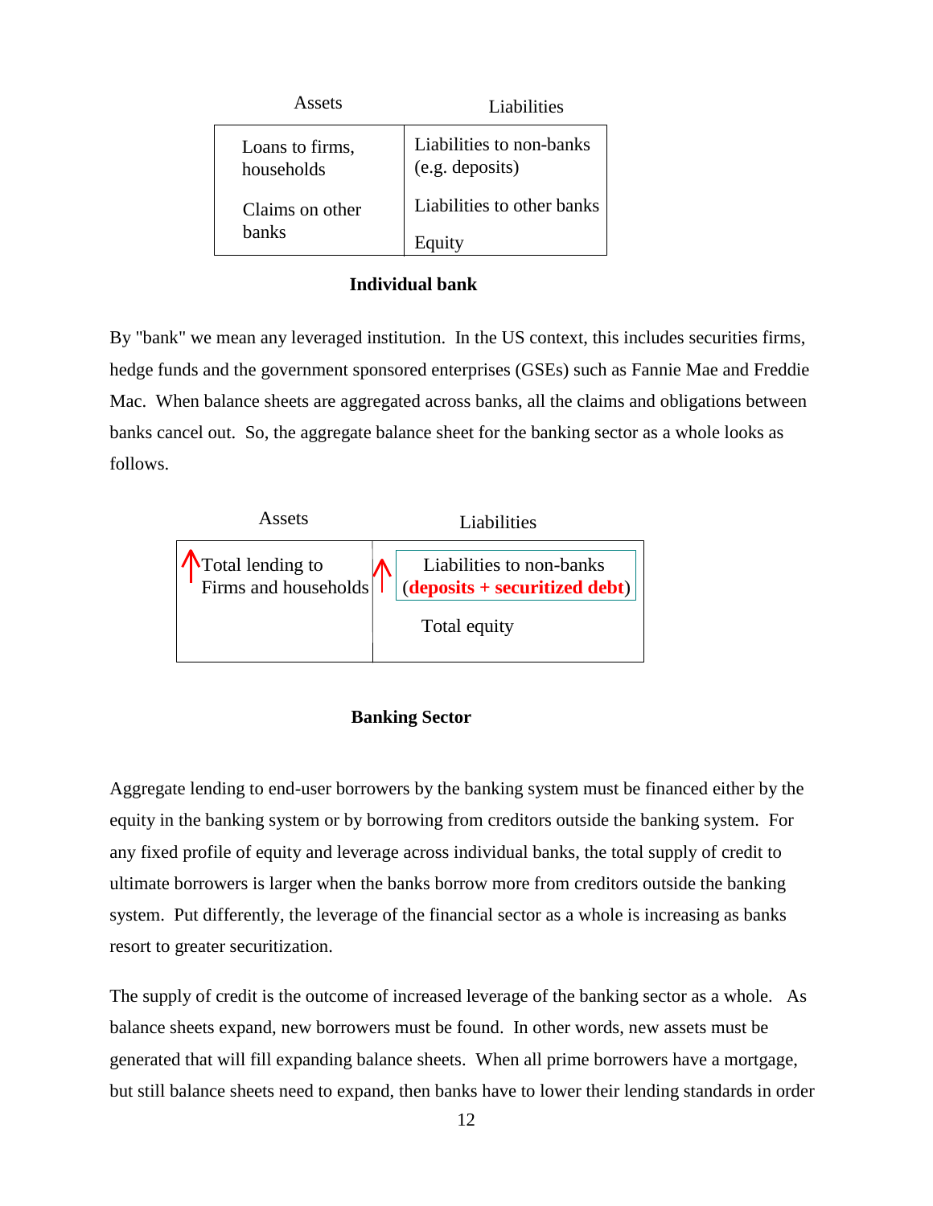| Assets | Liabilities |
|---|---|
| Loans to firms, households | Liabilities to non-banks (e.g. deposits) |
| Claims on other banks | Liabilities to other banks |
| | Equity |

**Individual bank**

By "bank" we mean any leveraged institution. In the US context, this includes securities firms, hedge funds and the government sponsored enterprises (GSEs) such as Fannie Mae and Freddie Mac. When balance sheets are aggregated across banks, all the claims and obligations between banks cancel out. So, the aggregate balance sheet for the banking sector as a whole looks as follows.

| Assets | Liabilities |
|---|---|
| ↑ Total lending to Firms and households | ↑ Liabilities to non-banks (**deposits + securitized debt**) |
| | Total equity |

**Banking Sector**

Aggregate lending to end-user borrowers by the banking system must be financed either by the equity in the banking system or by borrowing from creditors outside the banking system. For any fixed profile of equity and leverage across individual banks, the total supply of credit to ultimate borrowers is larger when the banks borrow more from creditors outside the banking system. Put differently, the leverage of the financial sector as a whole is increasing as banks resort to greater securitization.

The supply of credit is the outcome of increased leverage of the banking sector as a whole. As balance sheets expand, new borrowers must be found. In other words, new assets must be generated that will fill expanding balance sheets. When all prime borrowers have a mortgage, but still balance sheets need to expand, then banks have to lower their lending standards in order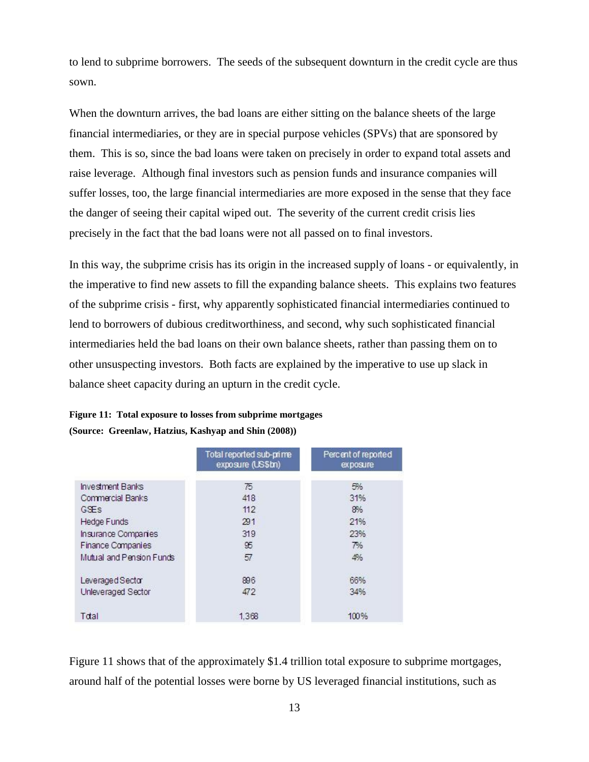to lend to subprime borrowers. The seeds of the subsequent downturn in the credit cycle are thus sown.

When the downturn arrives, the bad loans are either sitting on the balance sheets of the large financial intermediaries, or they are in special purpose vehicles (SPVs) that are sponsored by them. This is so, since the bad loans were taken on precisely in order to expand total assets and raise leverage. Although final investors such as pension funds and insurance companies will suffer losses, too, the large financial intermediaries are more exposed in the sense that they face the danger of seeing their capital wiped out. The severity of the current credit crisis lies precisely in the fact that the bad loans were not all passed on to final investors.

In this way, the subprime crisis has its origin in the increased supply of loans - or equivalently, in the imperative to find new assets to fill the expanding balance sheets. This explains two features of the subprime crisis - first, why apparently sophisticated financial intermediaries continued to lend to borrowers of dubious creditworthiness, and second, why such sophisticated financial intermediaries held the bad loans on their own balance sheets, rather than passing them on to other unsuspecting investors. Both facts are explained by the imperative to use up slack in balance sheet capacity during an upturn in the credit cycle.

**Figure 11: Total exposure to losses from subprime mortgages**
**(Source: Greenlaw, Hatzius, Kashyap and Shin (2008))**

| | Total reported sub-prime exposure (US$bn) | Percent of reported exposure |
|---|---|---|
| Investment Banks | 75 | 5% |
| Commercial Banks | 418 | 31% |
| GSEs | 112 | 8% |
| Hedge Funds | 291 | 21% |
| Insurance Companies | 319 | 23% |
| Finance Companies | 95 | 7% |
| Mutual and Pension Funds | 57 | 4% |
| | | |
| Leveraged Sector | 896 | 66% |
| Unleveraged Sector | 472 | 34% |
| | | |
| Total | 1,368 | 100% |

Figure 11 shows that of the approximately \$1.4 trillion total exposure to subprime mortgages, around half of the potential losses were borne by US leveraged financial institutions, such as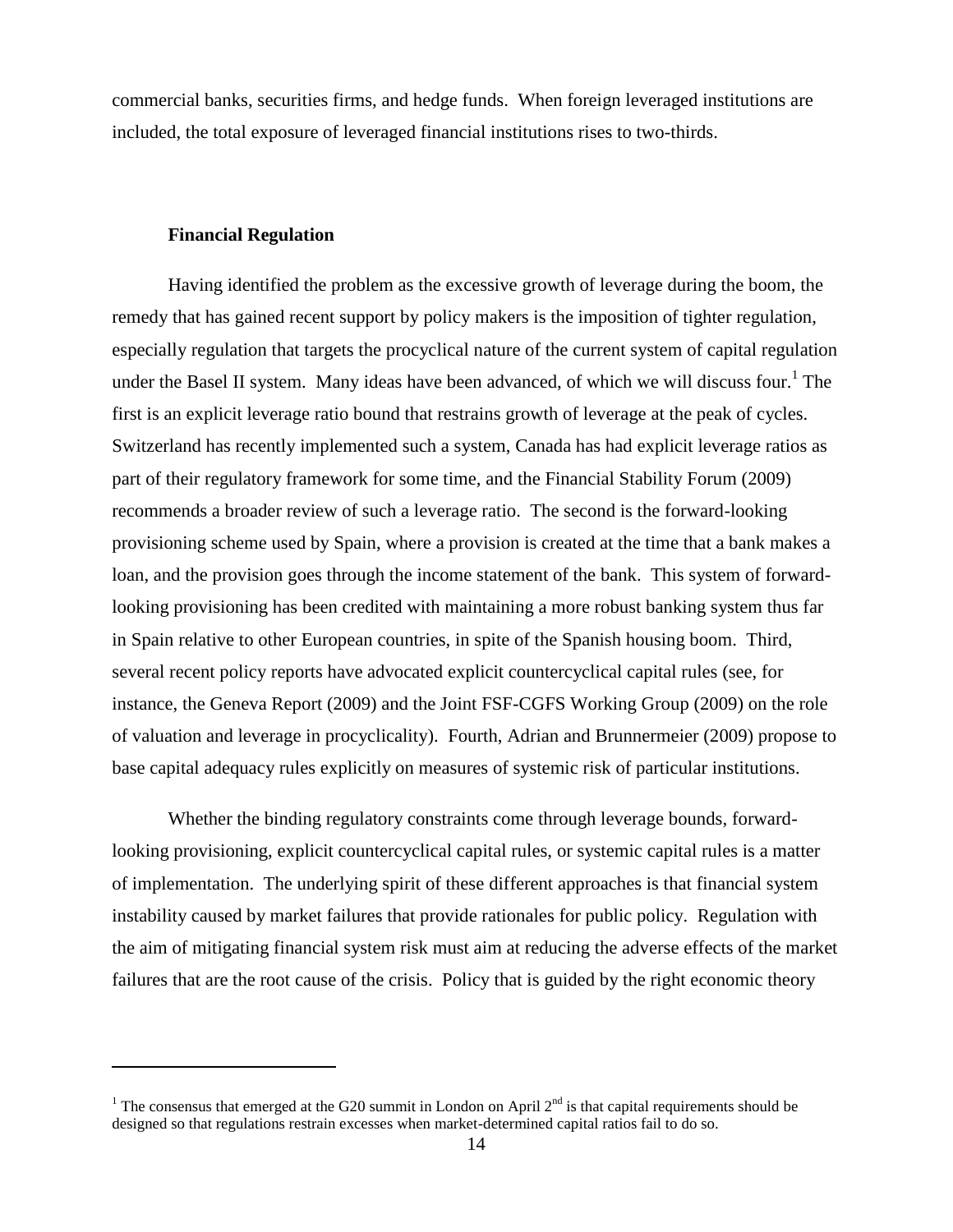commercial banks, securities firms, and hedge funds. When foreign leveraged institutions are included, the total exposure of leveraged financial institutions rises to two-thirds.

### Financial Regulation

Having identified the problem as the excessive growth of leverage during the boom, the remedy that has gained recent support by policy makers is the imposition of tighter regulation, especially regulation that targets the procyclical nature of the current system of capital regulation under the Basel II system. Many ideas have been advanced, of which we will discuss four.[1] The first is an explicit leverage ratio bound that restrains growth of leverage at the peak of cycles. Switzerland has recently implemented such a system, Canada has had explicit leverage ratios as part of their regulatory framework for some time, and the Financial Stability Forum (2009) recommends a broader review of such a leverage ratio. The second is the forward-looking provisioning scheme used by Spain, where a provision is created at the time that a bank makes a loan, and the provision goes through the income statement of the bank. This system of forward-looking provisioning has been credited with maintaining a more robust banking system thus far in Spain relative to other European countries, in spite of the Spanish housing boom. Third, several recent policy reports have advocated explicit countercyclical capital rules (see, for instance, the Geneva Report (2009) and the Joint FSF-CGFS Working Group (2009) on the role of valuation and leverage in procyclicality). Fourth, Adrian and Brunnermeier (2009) propose to base capital adequacy rules explicitly on measures of systemic risk of particular institutions.

Whether the binding regulatory constraints come through leverage bounds, forward-looking provisioning, explicit countercyclical capital rules, or systemic capital rules is a matter of implementation. The underlying spirit of these different approaches is that financial system instability caused by market failures that provide rationales for public policy. Regulation with the aim of mitigating financial system risk must aim at reducing the adverse effects of the market failures that are the root cause of the crisis. Policy that is guided by the right economic theory

---

[1] The consensus that emerged at the G20 summit in London on April 2nd is that capital requirements should be designed so that regulations restrain excesses when market-determined capital ratios fail to do so.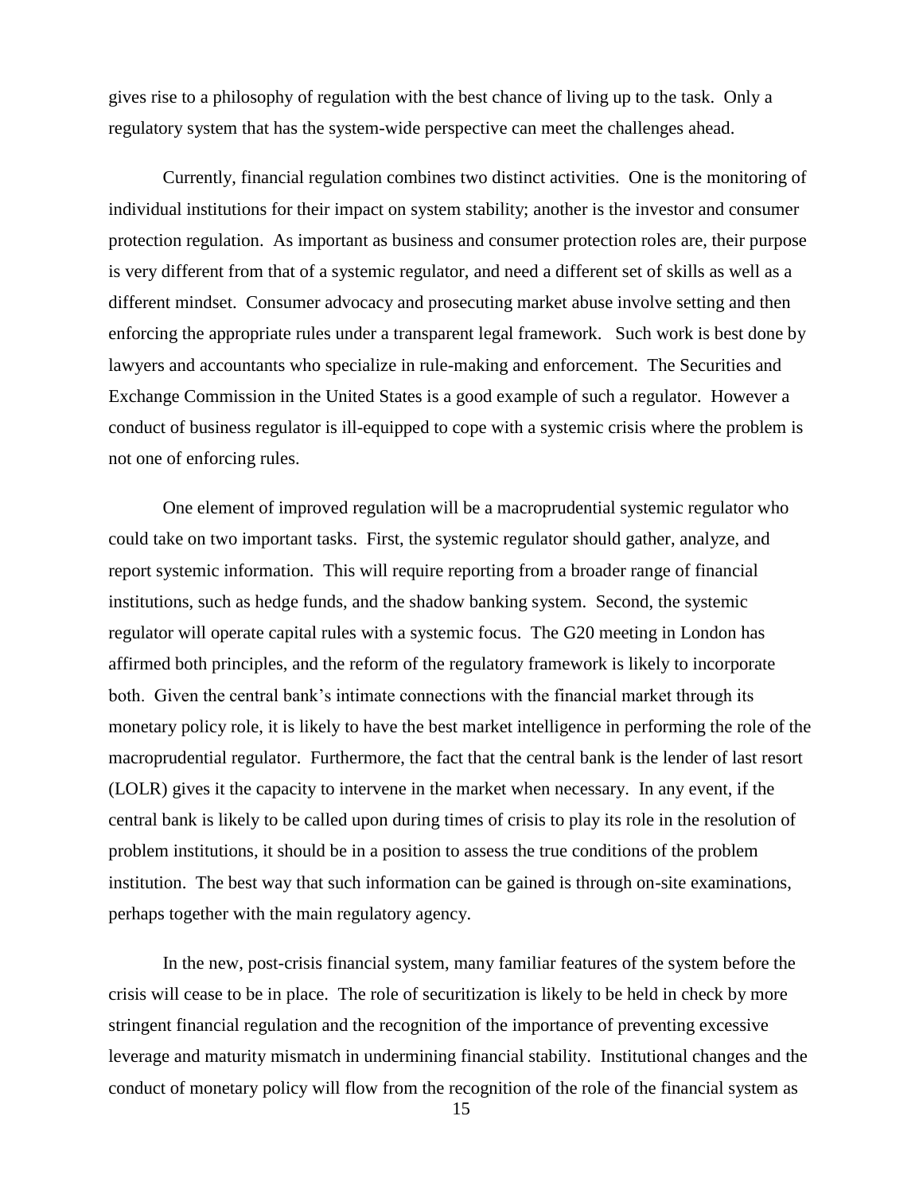gives rise to a philosophy of regulation with the best chance of living up to the task. Only a regulatory system that has the system-wide perspective can meet the challenges ahead.

Currently, financial regulation combines two distinct activities. One is the monitoring of individual institutions for their impact on system stability; another is the investor and consumer protection regulation. As important as business and consumer protection roles are, their purpose is very different from that of a systemic regulator, and need a different set of skills as well as a different mindset. Consumer advocacy and prosecuting market abuse involve setting and then enforcing the appropriate rules under a transparent legal framework. Such work is best done by lawyers and accountants who specialize in rule-making and enforcement. The Securities and Exchange Commission in the United States is a good example of such a regulator. However a conduct of business regulator is ill-equipped to cope with a systemic crisis where the problem is not one of enforcing rules.

One element of improved regulation will be a macroprudential systemic regulator who could take on two important tasks. First, the systemic regulator should gather, analyze, and report systemic information. This will require reporting from a broader range of financial institutions, such as hedge funds, and the shadow banking system. Second, the systemic regulator will operate capital rules with a systemic focus. The G20 meeting in London has affirmed both principles, and the reform of the regulatory framework is likely to incorporate both. Given the central bank's intimate connections with the financial market through its monetary policy role, it is likely to have the best market intelligence in performing the role of the macroprudential regulator. Furthermore, the fact that the central bank is the lender of last resort (LOLR) gives it the capacity to intervene in the market when necessary. In any event, if the central bank is likely to be called upon during times of crisis to play its role in the resolution of problem institutions, it should be in a position to assess the true conditions of the problem institution. The best way that such information can be gained is through on-site examinations, perhaps together with the main regulatory agency.

In the new, post-crisis financial system, many familiar features of the system before the crisis will cease to be in place. The role of securitization is likely to be held in check by more stringent financial regulation and the recognition of the importance of preventing excessive leverage and maturity mismatch in undermining financial stability. Institutional changes and the conduct of monetary policy will flow from the recognition of the role of the financial system as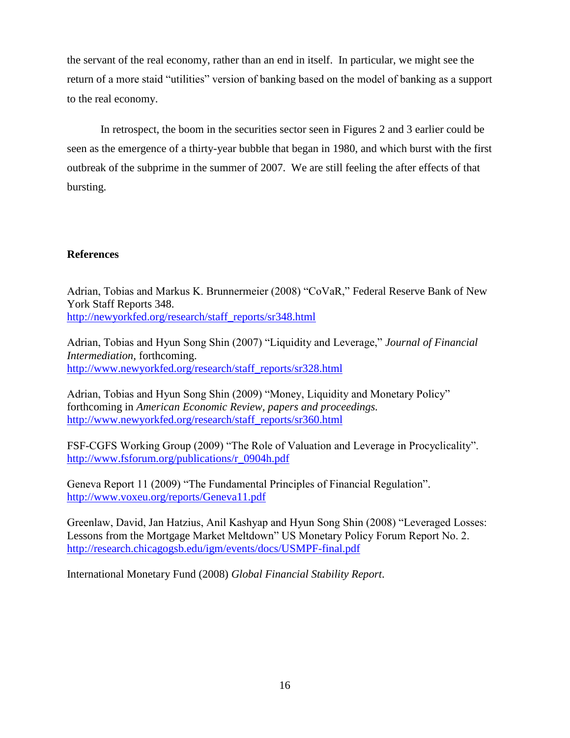the servant of the real economy, rather than an end in itself. In particular, we might see the return of a more staid "utilities" version of banking based on the model of banking as a support to the real economy.

In retrospect, the boom in the securities sector seen in Figures 2 and 3 earlier could be seen as the emergence of a thirty-year bubble that began in 1980, and which burst with the first outbreak of the subprime in the summer of 2007. We are still feeling the after effects of that bursting.

## References

Adrian, Tobias and Markus K. Brunnermeier (2008) "CoVaR," Federal Reserve Bank of New York Staff Reports 348.
http://newyorkfed.org/research/staff_reports/sr348.html

Adrian, Tobias and Hyun Song Shin (2007) "Liquidity and Leverage," *Journal of Financial Intermediation*, forthcoming.
http://www.newyorkfed.org/research/staff_reports/sr328.html

Adrian, Tobias and Hyun Song Shin (2009) "Money, Liquidity and Monetary Policy" forthcoming in *American Economic Review, papers and proceedings.*
http://www.newyorkfed.org/research/staff_reports/sr360.html

FSF-CGFS Working Group (2009) "The Role of Valuation and Leverage in Procyclicality".
http://www.fsforum.org/publications/r_0904h.pdf

Geneva Report 11 (2009) "The Fundamental Principles of Financial Regulation".
http://www.voxeu.org/reports/Geneva11.pdf

Greenlaw, David, Jan Hatzius, Anil Kashyap and Hyun Song Shin (2008) "Leveraged Losses: Lessons from the Mortgage Market Meltdown" US Monetary Policy Forum Report No. 2.
http://research.chicagogsb.edu/igm/events/docs/USMPF-final.pdf

International Monetary Fund (2008) *Global Financial Stability Report*.